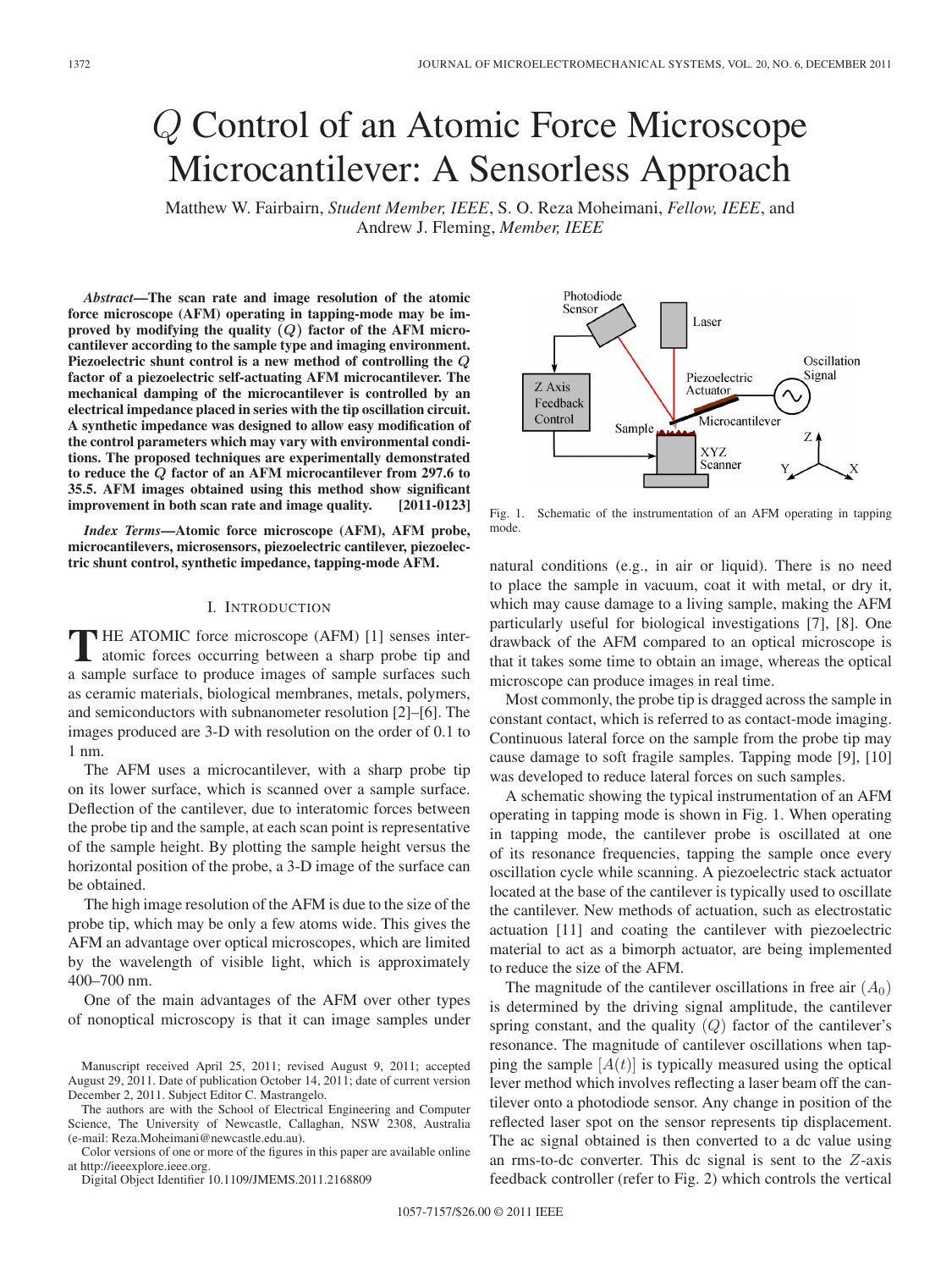# $Q$ Control of an Atomic Force Microscope Microcantilever: A Sensorless Approach

Matthew W. Fairbairn, *Student Member, IEEE*, S. O. Reza Moheimani, *Fellow, IEEE*, and Andrew J. Fleming, *Member, IEEE*

***Abstract*—The scan rate and image resolution of the atomic force microscope (AFM) operating in tapping-mode may be improved by modifying the quality $(Q)$ factor of the AFM microcantilever according to the sample type and imaging environment. Piezoelectric shunt control is a new method of controlling the $Q$ factor of a piezoelectric self-actuating AFM microcantilever. The mechanical damping of the microcantilever is controlled by an electrical impedance placed in series with the tip oscillation circuit. A synthetic impedance was designed to allow easy modification of the control parameters which may vary with environmental conditions. The proposed techniques are experimentally demonstrated to reduce the $Q$ factor of an AFM microcantilever from 297.6 to 35.5. AFM images obtained using this method show significant improvement in both scan rate and image quality. [2011-0123]**

***Index Terms*—Atomic force microscope (AFM), AFM probe, microcantilevers, microsensors, piezoelectric cantilever, piezoelectric shunt control, synthetic impedance, tapping-mode AFM.**

## I. Introduction

The atomic force microscope (AFM) [1] senses interatomic forces occurring between a sharp probe tip and a sample surface to produce images of sample surfaces such as ceramic materials, biological membranes, metals, polymers, and semiconductors with subnanometer resolution [2]–[6]. The images produced are 3-D with resolution on the order of 0.1 to 1 nm.

The AFM uses a microcantilever, with a sharp probe tip on its lower surface, which is scanned over a sample surface. Deflection of the cantilever, due to interatomic forces between the probe tip and the sample, at each scan point is representative of the sample height. By plotting the sample height versus the horizontal position of the probe, a 3-D image of the surface can be obtained.

The high image resolution of the AFM is due to the size of the probe tip, which may be only a few atoms wide. This gives the AFM an advantage over optical microscopes, which are limited by the wavelength of visible light, which is approximately 400–700 nm.

One of the main advantages of the AFM over other types of nonoptical microscopy is that it can image samples under natural conditions (e.g., in air or liquid). There is no need to place the sample in vacuum, coat it with metal, or dry it, which may cause damage to a living sample, making the AFM particularly useful for biological investigations [7], [8]. One drawback of the AFM compared to an optical microscope is that it takes some time to obtain an image, whereas the optical microscope can produce images in real time.

Most commonly, the probe tip is dragged across the sample in constant contact, which is referred to as contact-mode imaging. Continuous lateral force on the sample from the probe tip may cause damage to soft fragile samples. Tapping mode [9], [10] was developed to reduce lateral forces on such samples.

A schematic showing the typical instrumentation of an AFM operating in tapping mode is shown in Fig. 1. When operating in tapping mode, the cantilever probe is oscillated at one of its resonance frequencies, tapping the sample once every oscillation cycle while scanning. A piezoelectric stack actuator located at the base of the cantilever is typically used to oscillate the cantilever. New methods of actuation, such as electrostatic actuation [11] and coating the cantilever with piezoelectric material to act as a bimorph actuator, are being implemented to reduce the size of the AFM.

Fig. 1. Schematic of the instrumentation of an AFM operating in tapping mode.

The magnitude of the cantilever oscillations in free air $(A_0)$ is determined by the driving signal amplitude, the cantilever spring constant, and the quality $(Q)$ factor of the cantilever's resonance. The magnitude of cantilever oscillations when tapping the sample $[A(t)]$ is typically measured using the optical lever method which involves reflecting a laser beam off the cantilever onto a photodiode sensor. Any change in position of the reflected laser spot on the sensor represents tip displacement. The ac signal obtained is then converted to a dc value using an rms-to-dc converter. This dc signal is sent to the $Z$-axis feedback controller (refer to Fig. 2) which controls the vertical

Manuscript received April 25, 2011; revised August 9, 2011; accepted August 29, 2011. Date of publication October 14, 2011; date of current version December 2, 2011. Subject Editor C. Mastrangelo.

The authors are with the School of Electrical Engineering and Computer Science, The University of Newcastle, Callaghan, NSW 2308, Australia (e-mail: Reza.Moheimani@newcastle.edu.au).

Color versions of one or more of the figures in this paper are available online at http://ieeexplore.ieee.org.

Digital Object Identifier 10.1109/JMEMS.2011.2168809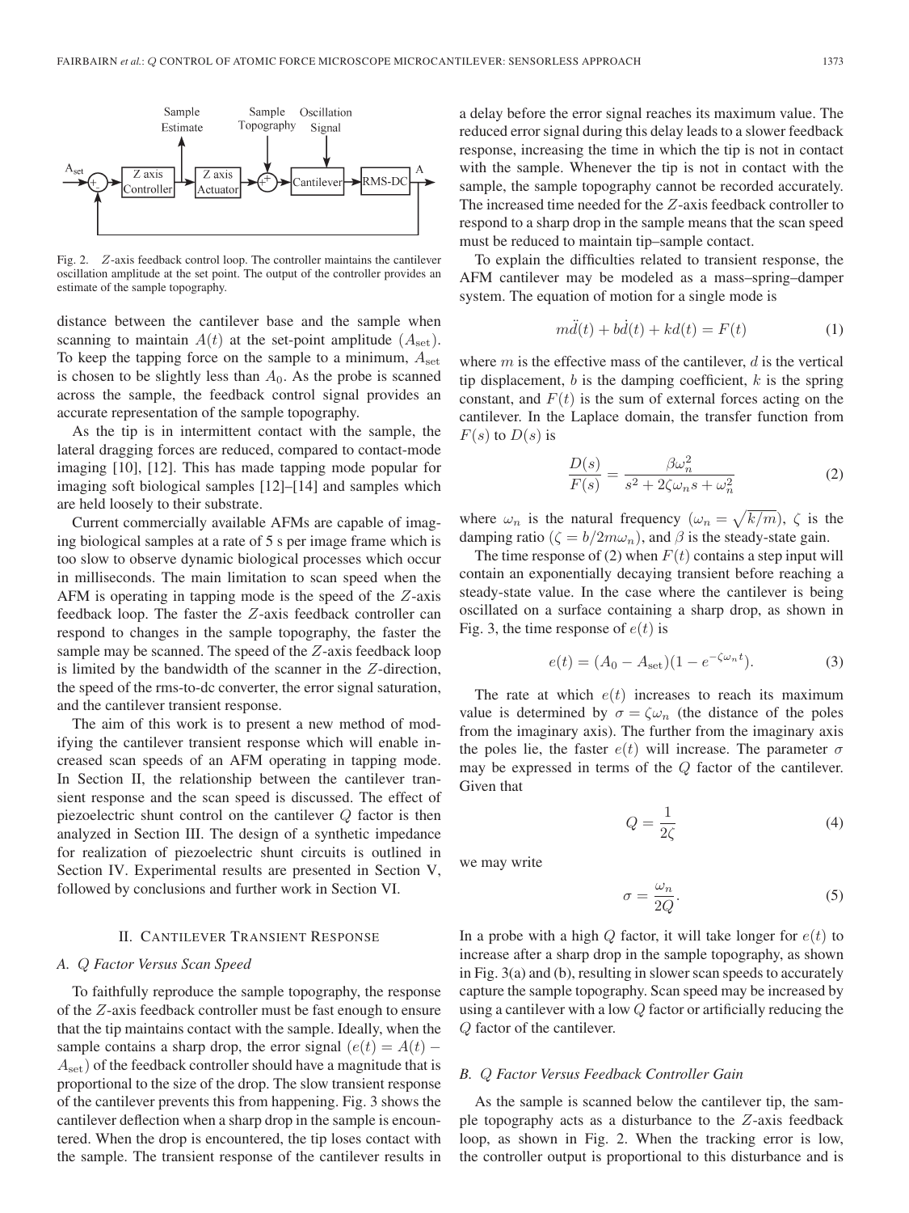Fig. 2. $Z$-axis feedback control loop. The controller maintains the cantilever oscillation amplitude at the set point. The output of the controller provides an estimate of the sample topography.

distance between the cantilever base and the sample when scanning to maintain $A(t)$ at the set-point amplitude ($A_{\text{set}}$). To keep the tapping force on the sample to a minimum, $A_{\text{set}}$ is chosen to be slightly less than $A_0$. As the probe is scanned across the sample, the feedback control signal provides an accurate representation of the sample topography.

As the tip is in intermittent contact with the sample, the lateral dragging forces are reduced, compared to contact-mode imaging [10], [12]. This has made tapping mode popular for imaging soft biological samples [12]–[14] and samples which are held loosely to their substrate.

Current commercially available AFMs are capable of imaging biological samples at a rate of 5 s per image frame which is too slow to observe dynamic biological processes which occur in milliseconds. The main limitation to scan speed when the AFM is operating in tapping mode is the speed of the $Z$-axis feedback loop. The faster the $Z$-axis feedback controller can respond to changes in the sample topography, the faster the sample may be scanned. The speed of the $Z$-axis feedback loop is limited by the bandwidth of the scanner in the $Z$-direction, the speed of the rms-to-dc converter, the error signal saturation, and the cantilever transient response.

The aim of this work is to present a new method of modifying the cantilever transient response which will enable increased scan speeds of an AFM operating in tapping mode. In Section II, the relationship between the cantilever transient response and the scan speed is discussed. The effect of piezoelectric shunt control on the cantilever $Q$ factor is then analyzed in Section III. The design of a synthetic impedance for realization of piezoelectric shunt circuits is outlined in Section IV. Experimental results are presented in Section V, followed by conclusions and further work in Section VI.

## II. Cantilever Transient Response

### A. $Q$ Factor Versus Scan Speed

To faithfully reproduce the sample topography, the response of the $Z$-axis feedback controller must be fast enough to ensure that the tip maintains contact with the sample. Ideally, when the sample contains a sharp drop, the error signal ($e(t) = A(t) - A_{\text{set}}$) of the feedback controller should have a magnitude that is proportional to the size of the drop. The slow transient response of the cantilever prevents this from happening. Fig. 3 shows the cantilever deflection when a sharp drop in the sample is encountered. When the drop is encountered, the tip loses contact with the sample. The transient response of the cantilever results in a delay before the error signal reaches its maximum value. The reduced error signal during this delay leads to a slower feedback response, increasing the time in which the tip is not in contact with the sample. Whenever the tip is not in contact with the sample, the sample topography cannot be recorded accurately. The increased time needed for the $Z$-axis feedback controller to respond to a sharp drop in the sample means that the scan speed must be reduced to maintain tip–sample contact.

To explain the difficulties related to transient response, the AFM cantilever may be modeled as a mass–spring–damper system. The equation of motion for a single mode is

$$m\ddot{d}(t) + b\dot{d}(t) + kd(t) = F(t) \tag{1}$$

where $m$ is the effective mass of the cantilever, $d$ is the vertical tip displacement, $b$ is the damping coefficient, $k$ is the spring constant, and $F(t)$ is the sum of external forces acting on the cantilever. In the Laplace domain, the transfer function from $F(s)$ to $D(s)$ is

$$\frac{D(s)}{F(s)} = \frac{\beta\omega_n^2}{s^2 + 2\zeta\omega_n s + \omega_n^2} \tag{2}$$

where $\omega_n$ is the natural frequency ($\omega_n = \sqrt{k/m}$), $\zeta$ is the damping ratio ($\zeta = b/2m\omega_n$), and $\beta$ is the steady-state gain.

The time response of (2) when $F(t)$ contains a step input will contain an exponentially decaying transient before reaching a steady-state value. In the case where the cantilever is being oscillated on a surface containing a sharp drop, as shown in Fig. 3, the time response of $e(t)$ is

$$e(t) = (A_0 - A_{\text{set}})(1 - e^{-\zeta\omega_n t}). \tag{3}$$

The rate at which $e(t)$ increases to reach its maximum value is determined by $\sigma = \zeta\omega_n$ (the distance of the poles from the imaginary axis). The further from the imaginary axis the poles lie, the faster $e(t)$ will increase. The parameter $\sigma$ may be expressed in terms of the $Q$ factor of the cantilever. Given that

$$Q = \frac{1}{2\zeta} \tag{4}$$

we may write

$$\sigma = \frac{\omega_n}{2Q}. \tag{5}$$

In a probe with a high $Q$ factor, it will take longer for $e(t)$ to increase after a sharp drop in the sample topography, as shown in Fig. 3(a) and (b), resulting in slower scan speeds to accurately capture the sample topography. Scan speed may be increased by using a cantilever with a low $Q$ factor or artificially reducing the $Q$ factor of the cantilever.

### B. $Q$ Factor Versus Feedback Controller Gain

As the sample is scanned below the cantilever tip, the sample topography acts as a disturbance to the $Z$-axis feedback loop, as shown in Fig. 2. When the tracking error is low, the controller output is proportional to this disturbance and is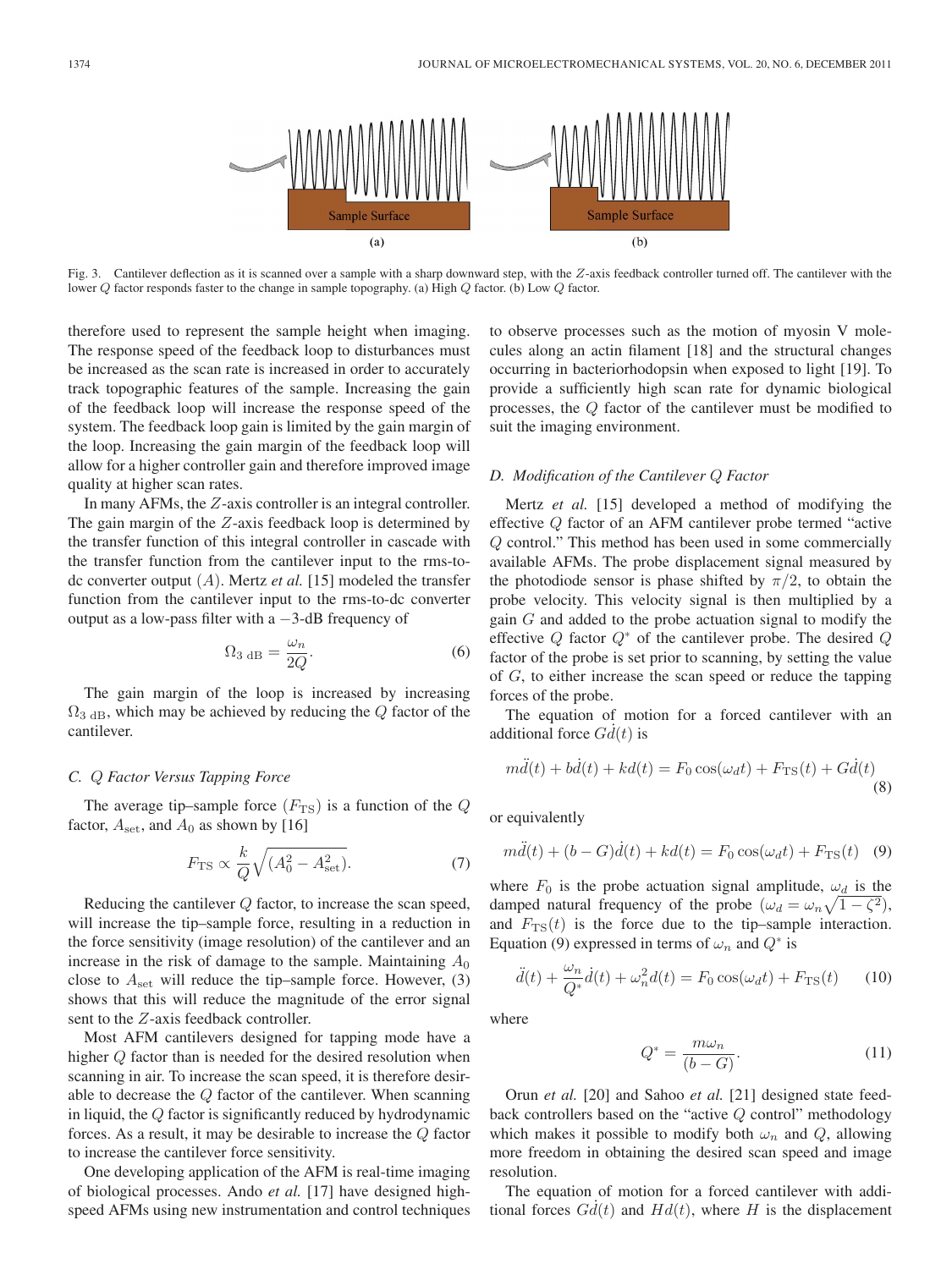Fig. 3. Cantilever deflection as it is scanned over a sample with a sharp downward step, with the $Z$-axis feedback controller turned off. The cantilever with the lower $Q$ factor responds faster to the change in sample topography. (a) High $Q$ factor. (b) Low $Q$ factor.

therefore used to represent the sample height when imaging. The response speed of the feedback loop to disturbances must be increased as the scan rate is increased in order to accurately track topographic features of the sample. Increasing the gain of the feedback loop will increase the response speed of the system. The feedback loop gain is limited by the gain margin of the loop. Increasing the gain margin of the feedback loop will allow for a higher controller gain and therefore improved image quality at higher scan rates.

In many AFMs, the $Z$-axis controller is an integral controller. The gain margin of the $Z$-axis feedback loop is determined by the transfer function of this integral controller in cascade with the transfer function from the cantilever input to the rms-to-dc converter output ($A$). Mertz *et al.* [15] modeled the transfer function from the cantilever input to the rms-to-dc converter output as a low-pass filter with a $-3$-dB frequency of

$$\Omega_{3\text{ dB}} = \frac{\omega_n}{2Q}. \tag{6}$$

The gain margin of the loop is increased by increasing $\Omega_{3\text{ dB}}$, which may be achieved by reducing the $Q$ factor of the cantilever.

### C. Q Factor Versus Tapping Force

The average tip–sample force ($F_{\text{TS}}$) is a function of the $Q$ factor, $A_{\text{set}}$, and $A_0$ as shown by [16]

$$F_{\text{TS}} \propto \frac{k}{Q}\sqrt{(A_0^2 - A_{\text{set}}^2)}. \tag{7}$$

Reducing the cantilever $Q$ factor, to increase the scan speed, will increase the tip–sample force, resulting in a reduction in the force sensitivity (image resolution) of the cantilever and an increase in the risk of damage to the sample. Maintaining $A_0$ close to $A_{\text{set}}$ will reduce the tip–sample force. However, (3) shows that this will reduce the magnitude of the error signal sent to the $Z$-axis feedback controller.

Most AFM cantilevers designed for tapping mode have a higher $Q$ factor than is needed for the desired resolution when scanning in air. To increase the scan speed, it is therefore desirable to decrease the $Q$ factor of the cantilever. When scanning in liquid, the $Q$ factor is significantly reduced by hydrodynamic forces. As a result, it may be desirable to increase the $Q$ factor to increase the cantilever force sensitivity.

One developing application of the AFM is real-time imaging of biological processes. Ando *et al.* [17] have designed high-speed AFMs using new instrumentation and control techniques to observe processes such as the motion of myosin V molecules along an actin filament [18] and the structural changes occurring in bacteriorhodopsin when exposed to light [19]. To provide a sufficiently high scan rate for dynamic biological processes, the $Q$ factor of the cantilever must be modified to suit the imaging environment.

### D. Modification of the Cantilever Q Factor

Mertz *et al.* [15] developed a method of modifying the effective $Q$ factor of an AFM cantilever probe termed "active $Q$ control." This method has been used in some commercially available AFMs. The probe displacement signal measured by the photodiode sensor is phase shifted by $\pi/2$, to obtain the probe velocity. This velocity signal is then multiplied by a gain $G$ and added to the probe actuation signal to modify the effective $Q$ factor $Q^*$ of the cantilever probe. The desired $Q$ factor of the probe is set prior to scanning, by setting the value of $G$, to either increase the scan speed or reduce the tapping forces of the probe.

The equation of motion for a forced cantilever with an additional force $G\dot{d}(t)$ is

$$m\ddot{d}(t) + b\dot{d}(t) + kd(t) = F_0\cos(\omega_d t) + F_{\text{TS}}(t) + G\dot{d}(t) \tag{8}$$

or equivalently

$$m\ddot{d}(t) + (b - G)\dot{d}(t) + kd(t) = F_0\cos(\omega_d t) + F_{\text{TS}}(t) \tag{9}$$

where $F_0$ is the probe actuation signal amplitude, $\omega_d$ is the damped natural frequency of the probe ($\omega_d = \omega_n\sqrt{1-\zeta^2}$), and $F_{\text{TS}}(t)$ is the force due to the tip–sample interaction. Equation (9) expressed in terms of $\omega_n$ and $Q^*$ is

$$\ddot{d}(t) + \frac{\omega_n}{Q^*}\dot{d}(t) + \omega_n^2 d(t) = F_0\cos(\omega_d t) + F_{\text{TS}}(t) \tag{10}$$

where

$$Q^* = \frac{m\omega_n}{(b - G)}. \tag{11}$$

Orun *et al.* [20] and Sahoo *et al.* [21] designed state feedback controllers based on the "active $Q$ control" methodology which makes it possible to modify both $\omega_n$ and $Q$, allowing more freedom in obtaining the desired scan speed and image resolution.

The equation of motion for a forced cantilever with additional forces $G\dot{d}(t)$ and $Hd(t)$, where $H$ is the displacement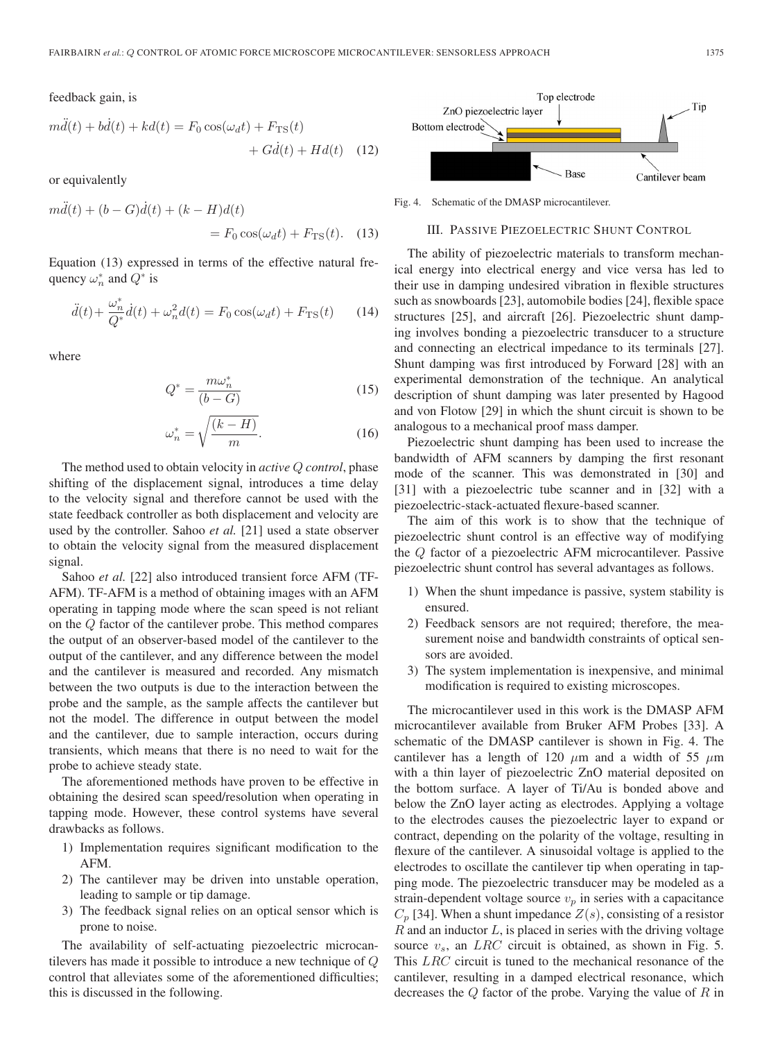feedback gain, is

$$m\ddot{d}(t) + b\dot{d}(t) + kd(t) = F_0 \cos(\omega_d t) + F_{\mathrm{TS}}(t) + G\dot{d}(t) + Hd(t) \quad (12)$$

or equivalently

$$m\ddot{d}(t) + (b - G)\dot{d}(t) + (k - H)d(t) = F_0 \cos(\omega_d t) + F_{\mathrm{TS}}(t). \quad (13)$$

Equation (13) expressed in terms of the effective natural frequency $\omega_n^*$ and $Q^*$ is

$$\ddot{d}(t) + \frac{\omega_n^*}{Q^*}\dot{d}(t) + \omega_n^2 d(t) = F_0 \cos(\omega_d t) + F_{\mathrm{TS}}(t) \quad (14)$$

where

$$Q^* = \frac{m\omega_n^*}{(b - G)} \quad (15)$$

$$\omega_n^* = \sqrt{\frac{(k - H)}{m}}. \quad (16)$$

The method used to obtain velocity in *active Q control*, phase shifting of the displacement signal, introduces a time delay to the velocity signal and therefore cannot be used with the state feedback controller as both displacement and velocity are used by the controller. Sahoo *et al.* [21] used a state observer to obtain the velocity signal from the measured displacement signal.

Sahoo *et al.* [22] also introduced transient force AFM (TF-AFM). TF-AFM is a method of obtaining images with an AFM operating in tapping mode where the scan speed is not reliant on the $Q$ factor of the cantilever probe. This method compares the output of an observer-based model of the cantilever to the output of the cantilever, and any difference between the model and the cantilever is measured and recorded. Any mismatch between the two outputs is due to the interaction between the probe and the sample, as the sample affects the cantilever but not the model. The difference in output between the model and the cantilever, due to sample interaction, occurs during transients, which means that there is no need to wait for the probe to achieve steady state.

The aforementioned methods have proven to be effective in obtaining the desired scan speed/resolution when operating in tapping mode. However, these control systems have several drawbacks as follows.

1) Implementation requires significant modification to the AFM.
2) The cantilever may be driven into unstable operation, leading to sample or tip damage.
3) The feedback signal relies on an optical sensor which is prone to noise.

The availability of self-actuating piezoelectric microcantilevers has made it possible to introduce a new technique of $Q$ control that alleviates some of the aforementioned difficulties; this is discussed in the following.

Fig. 4. Schematic of the DMASP microcantilever.

## III. Passive Piezoelectric Shunt Control

The ability of piezoelectric materials to transform mechanical energy into electrical energy and vice versa has led to their use in damping undesired vibration in flexible structures such as snowboards [23], automobile bodies [24], flexible space structures [25], and aircraft [26]. Piezoelectric shunt damping involves bonding a piezoelectric transducer to a structure and connecting an electrical impedance to its terminals [27]. Shunt damping was first introduced by Forward [28] with an experimental demonstration of the technique. An analytical description of shunt damping was later presented by Hagood and von Flotow [29] in which the shunt circuit is shown to be analogous to a mechanical proof mass damper.

Piezoelectric shunt damping has been used to increase the bandwidth of AFM scanners by damping the first resonant mode of the scanner. This was demonstrated in [30] and [31] with a piezoelectric tube scanner and in [32] with a piezoelectric-stack-actuated flexure-based scanner.

The aim of this work is to show that the technique of piezoelectric shunt control is an effective way of modifying the $Q$ factor of a piezoelectric AFM microcantilever. Passive piezoelectric shunt control has several advantages as follows.

1) When the shunt impedance is passive, system stability is ensured.
2) Feedback sensors are not required; therefore, the measurement noise and bandwidth constraints of optical sensors are avoided.
3) The system implementation is inexpensive, and minimal modification is required to existing microscopes.

The microcantilever used in this work is the DMASP AFM microcantilever available from Bruker AFM Probes [33]. A schematic of the DMASP cantilever is shown in Fig. 4. The cantilever has a length of 120 $\mu$m and a width of 55 $\mu$m with a thin layer of piezoelectric ZnO material deposited on the bottom surface. A layer of Ti/Au is bonded above and below the ZnO layer acting as electrodes. Applying a voltage to the electrodes causes the piezoelectric layer to expand or contract, depending on the polarity of the voltage, resulting in flexure of the cantilever. A sinusoidal voltage is applied to the electrodes to oscillate the cantilever tip when operating in tapping mode. The piezoelectric transducer may be modeled as a strain-dependent voltage source $v_p$ in series with a capacitance $C_p$ [34]. When a shunt impedance $Z(s)$, consisting of a resistor $R$ and an inductor $L$, is placed in series with the driving voltage source $v_s$, an $LRC$ circuit is obtained, as shown in Fig. 5. This $LRC$ circuit is tuned to the mechanical resonance of the cantilever, resulting in a damped electrical resonance, which decreases the $Q$ factor of the probe. Varying the value of $R$ in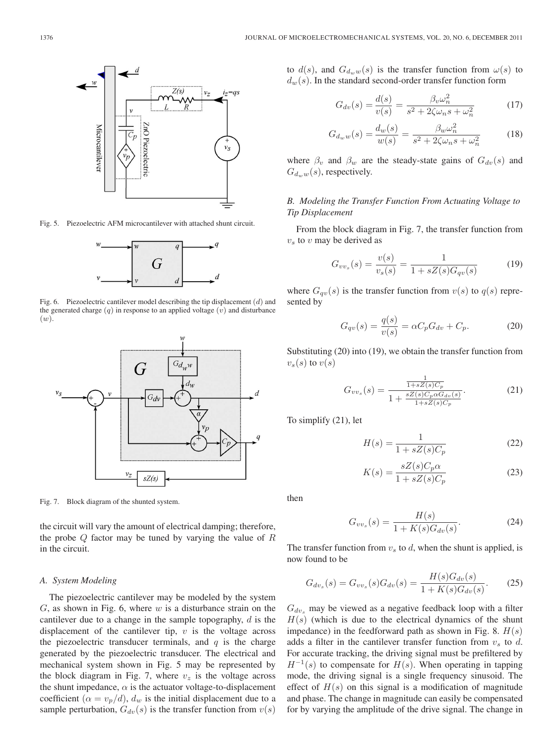Fig. 5. Piezoelectric AFM microcantilever with attached shunt circuit.

Fig. 6. Piezoelectric cantilever model describing the tip displacement ($d$) and the generated charge ($q$) in response to an applied voltage ($v$) and disturbance ($w$).

Fig. 7. Block diagram of the shunted system.

the circuit will vary the amount of electrical damping; therefore, the probe $Q$ factor may be tuned by varying the value of $R$ in the circuit.

### A. System Modeling

The piezoelectric cantilever may be modeled by the system $G$, as shown in Fig. 6, where $w$ is a disturbance strain on the cantilever due to a change in the sample topography, $d$ is the displacement of the cantilever tip, $v$ is the voltage across the piezoelectric transducer terminals, and $q$ is the charge generated by the piezoelectric transducer. The electrical and mechanical system shown in Fig. 5 may be represented by the block diagram in Fig. 7, where $v_z$ is the voltage across the shunt impedance, $\alpha$ is the actuator voltage-to-displacement coefficient ($\alpha = v_p/d$), $d_w$ is the initial displacement due to a sample perturbation, $G_{dv}(s)$ is the transfer function from $v(s)$ to $d(s)$, and $G_{d_w w}(s)$ is the transfer function from $\omega(s)$ to $d_w(s)$. In the standard second-order transfer function form

$$G_{dv}(s) = \frac{d(s)}{v(s)} = \frac{\beta_v \omega_n^2}{s^2 + 2\zeta\omega_n s + \omega_n^2} \tag{17}$$

$$G_{d_w w}(s) = \frac{d_w(s)}{w(s)} = \frac{\beta_w \omega_n^2}{s^2 + 2\zeta\omega_n s + \omega_n^2} \tag{18}$$

where $\beta_v$ and $\beta_w$ are the steady-state gains of $G_{dv}(s)$ and $G_{d_w w}(s)$, respectively.

### B. Modeling the Transfer Function From Actuating Voltage to Tip Displacement

From the block diagram in Fig. 7, the transfer function from $v_s$ to $v$ may be derived as

$$G_{vv_s}(s) = \frac{v(s)}{v_s(s)} = \frac{1}{1 + sZ(s)G_{qv}(s)} \tag{19}$$

where $G_{qv}(s)$ is the transfer function from $v(s)$ to $q(s)$ represented by

$$G_{qv}(s) = \frac{q(s)}{v(s)} = \alpha C_p G_{dv} + C_p. \tag{20}$$

Substituting (20) into (19), we obtain the transfer function from $v_s(s)$ to $v(s)$

$$G_{vv_s}(s) = \frac{\frac{1}{1+sZ(s)C_p}}{1 + \frac{sZ(s)C_p\alpha G_{dv}(s)}{1+sZ(s)C_p}}. \tag{21}$$

To simplify (21), let

$$H(s) = \frac{1}{1 + sZ(s)C_p} \tag{22}$$

$$K(s) = \frac{sZ(s)C_p\alpha}{1 + sZ(s)C_p} \tag{23}$$

then

$$G_{vv_s}(s) = \frac{H(s)}{1 + K(s)G_{dv}(s)}. \tag{24}$$

The transfer function from $v_s$ to $d$, when the shunt is applied, is now found to be

$$G_{dv_s}(s) = G_{vv_s}(s)G_{dv}(s) = \frac{H(s)G_{dv}(s)}{1 + K(s)G_{dv}(s)}. \tag{25}$$

$G_{dv_s}$ may be viewed as a negative feedback loop with a filter $H(s)$ (which is due to the electrical dynamics of the shunt impedance) in the feedforward path as shown in Fig. 8. $H(s)$ adds a filter in the cantilever transfer function from $v_s$ to $d$. For accurate tracking, the driving signal must be prefiltered by $H^{-1}(s)$ to compensate for $H(s)$. When operating in tapping mode, the driving signal is a single frequency sinusoid. The effect of $H(s)$ on this signal is a modification of magnitude and phase. The change in magnitude can easily be compensated for by varying the amplitude of the drive signal. The change in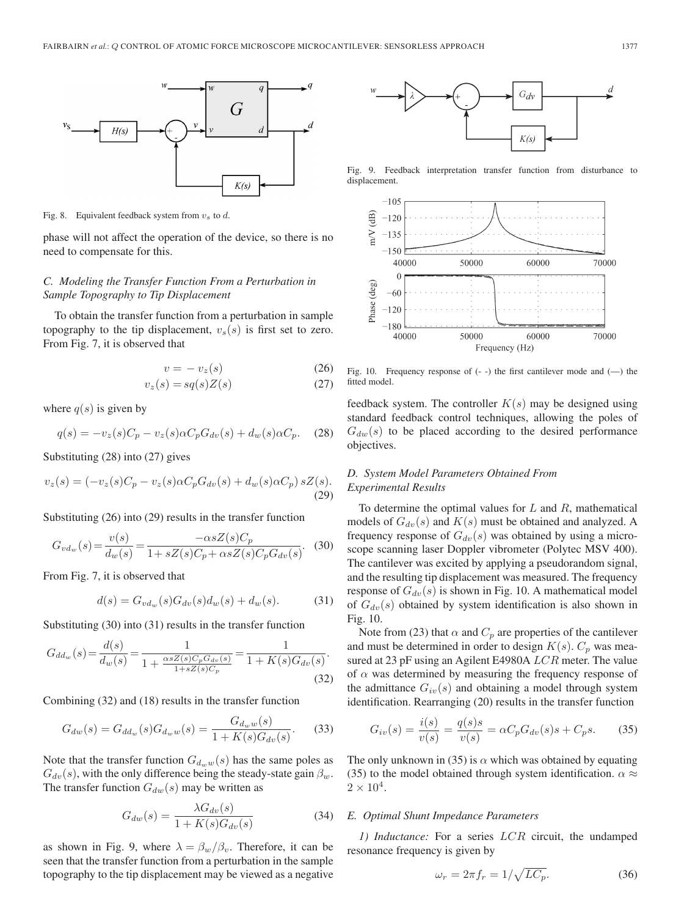Fig. 8. Equivalent feedback system from $v_s$ to $d$.

phase will not affect the operation of the device, so there is no need to compensate for this.

### C. Modeling the Transfer Function From a Perturbation in Sample Topography to Tip Displacement

To obtain the transfer function from a perturbation in sample topography to the tip displacement, $v_s(s)$ is first set to zero. From Fig. 7, it is observed that

$$v = -v_z(s) \tag{26}$$

$$v_z(s) = sq(s)Z(s) \tag{27}$$

where $q(s)$ is given by

$$q(s) = -v_z(s)C_p - v_z(s)\alpha C_p G_{dv}(s) + d_w(s)\alpha C_p. \tag{28}$$

Substituting (28) into (27) gives

$$v_z(s) = (-v_z(s)C_p - v_z(s)\alpha C_p G_{dv}(s) + d_w(s)\alpha C_p)\, sZ(s). \tag{29}$$

Substituting (26) into (29) results in the transfer function

$$G_{vd_w}(s) = \frac{v(s)}{d_w(s)} = \frac{-\alpha sZ(s)C_p}{1 + sZ(s)C_p + \alpha sZ(s)C_p G_{dv}(s)}. \tag{30}$$

From Fig. 7, it is observed that

$$d(s) = G_{vd_w}(s)G_{dv}(s)d_w(s) + d_w(s). \tag{31}$$

Substituting (30) into (31) results in the transfer function

$$G_{dd_w}(s) = \frac{d(s)}{d_w(s)} = \frac{1}{1 + \frac{\alpha sZ(s)C_p G_{dv}(s)}{1 + sZ(s)C_p}} = \frac{1}{1 + K(s)G_{dv}(s)}. \tag{32}$$

Combining (32) and (18) results in the transfer function

$$G_{dw}(s) = G_{dd_w}(s)G_{d_w w}(s) = \frac{G_{d_w w}(s)}{1 + K(s)G_{dv}(s)}. \tag{33}$$

Note that the transfer function $G_{d_w w}(s)$ has the same poles as $G_{dv}(s)$, with the only difference being the steady-state gain $\beta_w$. The transfer function $G_{dw}(s)$ may be written as

$$G_{dw}(s) = \frac{\lambda G_{dv}(s)}{1 + K(s)G_{dv}(s)} \tag{34}$$

as shown in Fig. 9, where $\lambda = \beta_w/\beta_v$. Therefore, it can be seen that the transfer function from a perturbation in the sample topography to the tip displacement may be viewed as a negative feedback system. The controller $K(s)$ may be designed using standard feedback control techniques, allowing the poles of $G_{dw}(s)$ to be placed according to the desired performance objectives.

Fig. 9. Feedback interpretation transfer function from disturbance to displacement.

Fig. 10. Frequency response of (- -) the first cantilever mode and (—) the fitted model.

### D. System Model Parameters Obtained From Experimental Results

To determine the optimal values for $L$ and $R$, mathematical models of $G_{dv}(s)$ and $K(s)$ must be obtained and analyzed. A frequency response of $G_{dv}(s)$ was obtained by using a microscope scanning laser Doppler vibrometer (Polytec MSV 400). The cantilever was excited by applying a pseudorandom signal, and the resulting tip displacement was measured. The frequency response of $G_{dv}(s)$ is shown in Fig. 10. A mathematical model of $G_{dv}(s)$ obtained by system identification is also shown in Fig. 10.

Note from (23) that $\alpha$ and $C_p$ are properties of the cantilever and must be determined in order to design $K(s)$. $C_p$ was measured at 23 pF using an Agilent E4980A *LCR* meter. The value of $\alpha$ was determined by measuring the frequency response of the admittance $G_{iv}(s)$ and obtaining a model through system identification. Rearranging (20) results in the transfer function

$$G_{iv}(s) = \frac{i(s)}{v(s)} = \frac{q(s)s}{v(s)} = \alpha C_p G_{dv}(s)s + C_p s. \tag{35}$$

The only unknown in (35) is $\alpha$ which was obtained by equating (35) to the model obtained through system identification. $\alpha \approx 2 \times 10^4$.

### E. Optimal Shunt Impedance Parameters

*1) Inductance:* For a series *LCR* circuit, the undamped resonance frequency is given by

$$\omega_r = 2\pi f_r = 1/\sqrt{LC_p}. \tag{36}$$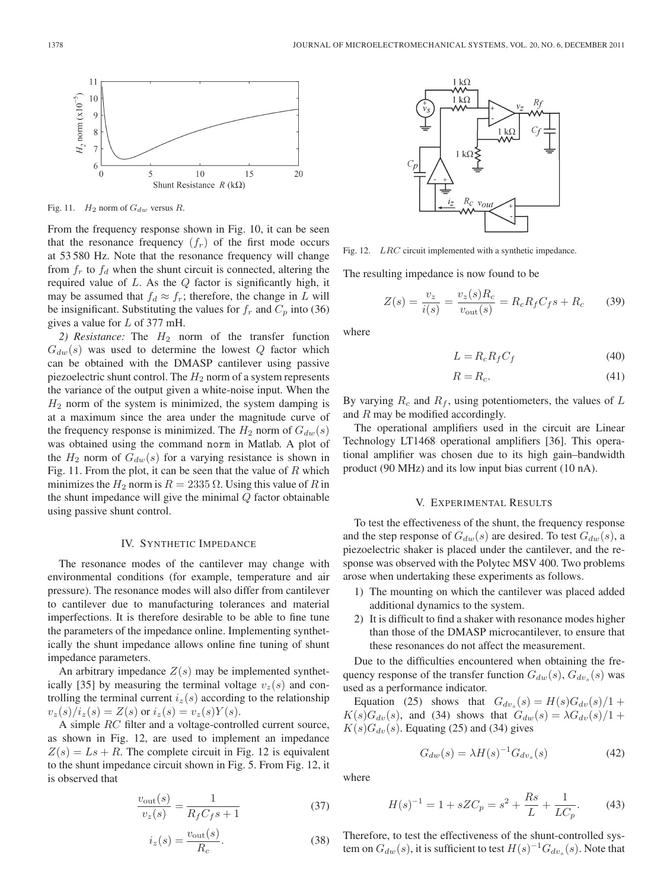Fig. 11. $H_2$ norm of $G_{dw}$ versus $R$.

From the frequency response shown in Fig. 10, it can be seen that the resonance frequency $(f_r)$ of the first mode occurs at 53 580 Hz. Note that the resonance frequency will change from $f_r$ to $f_d$ when the shunt circuit is connected, altering the required value of $L$. As the $Q$ factor is significantly high, it may be assumed that $f_d \approx f_r$; therefore, the change in $L$ will be insignificant. Substituting the values for $f_r$ and $C_p$ into (36) gives a value for $L$ of 377 mH.

*2) Resistance:* The $H_2$ norm of the transfer function $G_{dw}(s)$ was used to determine the lowest $Q$ factor which can be obtained with the DMASP cantilever using passive piezoelectric shunt control. The $H_2$ norm of a system represents the variance of the output given a white-noise input. When the $H_2$ norm of the system is minimized, the system damping is at a maximum since the area under the magnitude curve of the frequency response is minimized. The $H_2$ norm of $G_{dw}(s)$ was obtained using the command `norm` in Matlab. A plot of the $H_2$ norm of $G_{dw}(s)$ for a varying resistance is shown in Fig. 11. From the plot, it can be seen that the value of $R$ which minimizes the $H_2$ norm is $R = 2335\ \Omega$. Using this value of $R$ in the shunt impedance will give the minimal $Q$ factor obtainable using passive shunt control.

## IV. Synthetic Impedance

The resonance modes of the cantilever may change with environmental conditions (for example, temperature and air pressure). The resonance modes will also differ from cantilever to cantilever due to manufacturing tolerances and material imperfections. It is therefore desirable to be able to fine tune the parameters of the impedance online. Implementing synthetically the shunt impedance allows online fine tuning of shunt impedance parameters.

An arbitrary impedance $Z(s)$ may be implemented synthetically [35] by measuring the terminal voltage $v_z(s)$ and controlling the terminal current $i_z(s)$ according to the relationship $v_z(s)/i_z(s) = Z(s)$ or $i_z(s) = v_z(s)Y(s)$.

A simple $RC$ filter and a voltage-controlled current source, as shown in Fig. 12, are used to implement an impedance $Z(s) = Ls + R$. The complete circuit in Fig. 12 is equivalent to the shunt impedance circuit shown in Fig. 5. From Fig. 12, it is observed that

$$\frac{v_{\text{out}}(s)}{v_z(s)} = \frac{1}{R_f C_f s + 1} \tag{37}$$

$$i_z(s) = \frac{v_{\text{out}}(s)}{R_c}. \tag{38}$$

Fig. 12. $LRC$ circuit implemented with a synthetic impedance.

The resulting impedance is now found to be

$$Z(s) = \frac{v_z}{i(s)} = \frac{v_z(s)R_c}{v_{\text{out}}(s)} = R_c R_f C_f s + R_c \tag{39}$$

where

$$L = R_c R_f C_f \tag{40}$$

$$R = R_c. \tag{41}$$

By varying $R_c$ and $R_f$, using potentiometers, the values of $L$ and $R$ may be modified accordingly.

The operational amplifiers used in the circuit are Linear Technology LT1468 operational amplifiers [36]. This operational amplifier was chosen due to its high gain–bandwidth product (90 MHz) and its low input bias current (10 nA).

## V. Experimental Results

To test the effectiveness of the shunt, the frequency response and the step response of $G_{dw}(s)$ are desired. To test $G_{dw}(s)$, a piezoelectric shaker is placed under the cantilever, and the response was observed with the Polytec MSV 400. Two problems arose when undertaking these experiments as follows.

1) The mounting on which the cantilever was placed added additional dynamics to the system.
2) It is difficult to find a shaker with resonance modes higher than those of the DMASP microcantilever, to ensure that these resonances do not affect the measurement.

Due to the difficulties encountered when obtaining the frequency response of the transfer function $G_{dw}(s)$, $G_{dv_s}(s)$ was used as a performance indicator.

Equation (25) shows that $G_{dv_s}(s) = H(s)G_{dv}(s)/1 + K(s)G_{dv}(s)$, and (34) shows that $G_{dw}(s) = \lambda G_{dv}(s)/1 + K(s)G_{dv}(s)$. Equating (25) and (34) gives

$$G_{dw}(s) = \lambda H(s)^{-1} G_{dv_s}(s) \tag{42}$$

where

$$H(s)^{-1} = 1 + sZC_p = s^2 + \frac{Rs}{L} + \frac{1}{LC_p}. \tag{43}$$

Therefore, to test the effectiveness of the shunt-controlled system on $G_{dw}(s)$, it is sufficient to test $H(s)^{-1}G_{dv_s}(s)$. Note that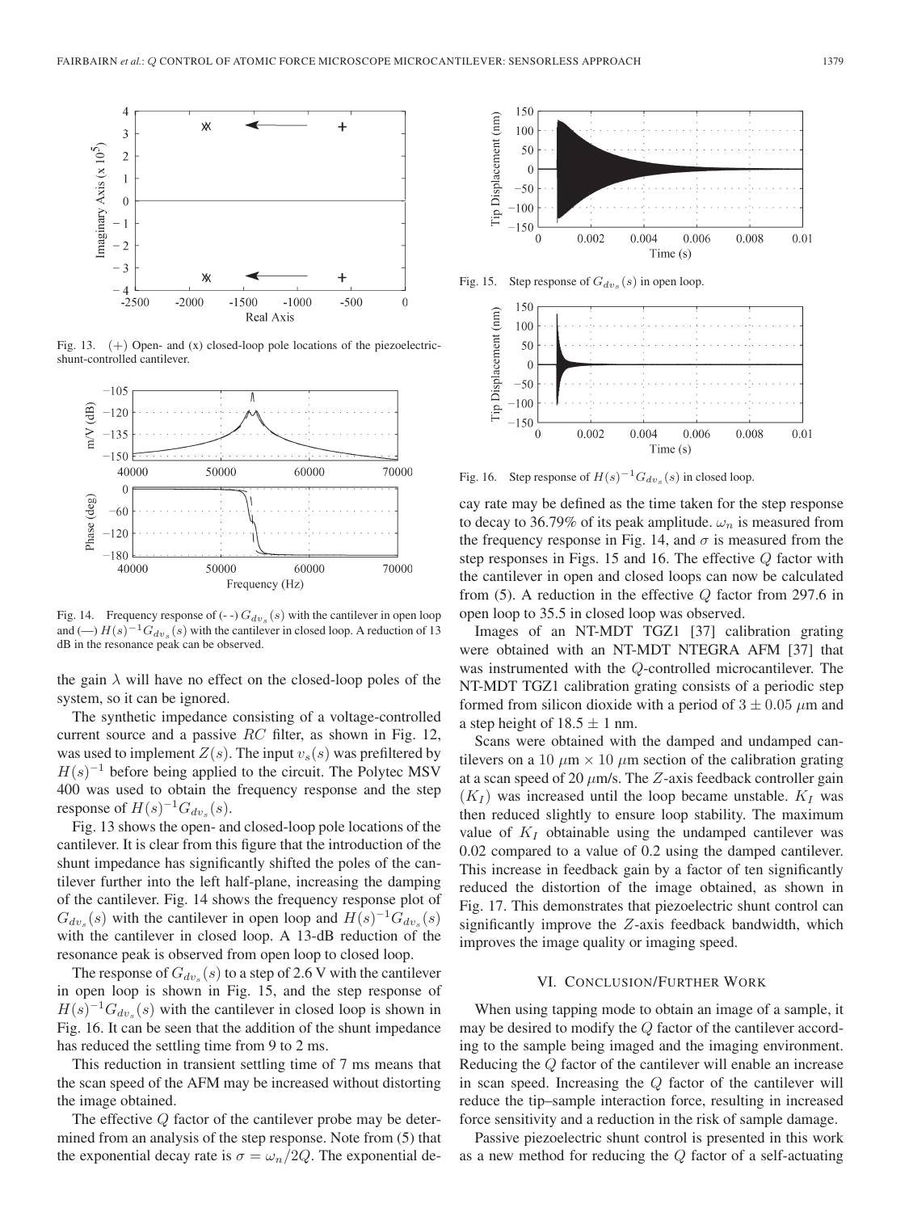Fig. 13. (+) Open- and (x) closed-loop pole locations of the piezoelectric-shunt-controlled cantilever.

Fig. 14. Frequency response of (- -) $G_{dv_s}(s)$ with the cantilever in open loop and (—) $H(s)^{-1}G_{dv_s}(s)$ with the cantilever in closed loop. A reduction of 13 dB in the resonance peak can be observed.

the gain $\lambda$ will have no effect on the closed-loop poles of the system, so it can be ignored.

The synthetic impedance consisting of a voltage-controlled current source and a passive $RC$ filter, as shown in Fig. 12, was used to implement $Z(s)$. The input $v_s(s)$ was prefiltered by $H(s)^{-1}$ before being applied to the circuit. The Polytec MSV 400 was used to obtain the frequency response and the step response of $H(s)^{-1}G_{dv_s}(s)$.

Fig. 13 shows the open- and closed-loop pole locations of the cantilever. It is clear from this figure that the introduction of the shunt impedance has significantly shifted the poles of the cantilever further into the left half-plane, increasing the damping of the cantilever. Fig. 14 shows the frequency response plot of $G_{dv_s}(s)$ with the cantilever in open loop and $H(s)^{-1}G_{dv_s}(s)$ with the cantilever in closed loop. A 13-dB reduction of the resonance peak is observed from open loop to closed loop.

The response of $G_{dv_s}(s)$ to a step of 2.6 V with the cantilever in open loop is shown in Fig. 15, and the step response of $H(s)^{-1}G_{dv_s}(s)$ with the cantilever in closed loop is shown in Fig. 16. It can be seen that the addition of the shunt impedance has reduced the settling time from 9 to 2 ms.

This reduction in transient settling time of 7 ms means that the scan speed of the AFM may be increased without distorting the image obtained.

The effective $Q$ factor of the cantilever probe may be determined from an analysis of the step response. Note from (5) that the exponential decay rate is $\sigma = \omega_n/2Q$. The exponential decay rate may be defined as the time taken for the step response to decay to 36.79% of its peak amplitude. $\omega_n$ is measured from the frequency response in Fig. 14, and $\sigma$ is measured from the step responses in Figs. 15 and 16. The effective $Q$ factor with the cantilever in open and closed loops can now be calculated from (5). A reduction in the effective $Q$ factor from 297.6 in open loop to 35.5 in closed loop was observed.

Fig. 15. Step response of $G_{dv_s}(s)$ in open loop.

Fig. 16. Step response of $H(s)^{-1}G_{dv_s}(s)$ in closed loop.

Images of an NT-MDT TGZ1 [37] calibration grating were obtained with an NT-MDT NTEGRA AFM [37] that was instrumented with the $Q$-controlled microcantilever. The NT-MDT TGZ1 calibration grating consists of a periodic step formed from silicon dioxide with a period of $3 \pm 0.05$ $\mu$m and a step height of $18.5 \pm 1$ nm.

Scans were obtained with the damped and undamped cantilevers on a 10 $\mu$m × 10 $\mu$m section of the calibration grating at a scan speed of 20 $\mu$m/s. The $Z$-axis feedback controller gain ($K_I$) was increased until the loop became unstable. $K_I$ was then reduced slightly to ensure loop stability. The maximum value of $K_I$ obtainable using the undamped cantilever was 0.02 compared to a value of 0.2 using the damped cantilever. This increase in feedback gain by a factor of ten significantly reduced the distortion of the image obtained, as shown in Fig. 17. This demonstrates that piezoelectric shunt control can significantly improve the $Z$-axis feedback bandwidth, which improves the image quality or imaging speed.

## VI. Conclusion/Further Work

When using tapping mode to obtain an image of a sample, it may be desired to modify the $Q$ factor of the cantilever according to the sample being imaged and the imaging environment. Reducing the $Q$ factor of the cantilever will enable an increase in scan speed. Increasing the $Q$ factor of the cantilever will reduce the tip–sample interaction force, resulting in increased force sensitivity and a reduction in the risk of sample damage.

Passive piezoelectric shunt control is presented in this work as a new method for reducing the $Q$ factor of a self-actuating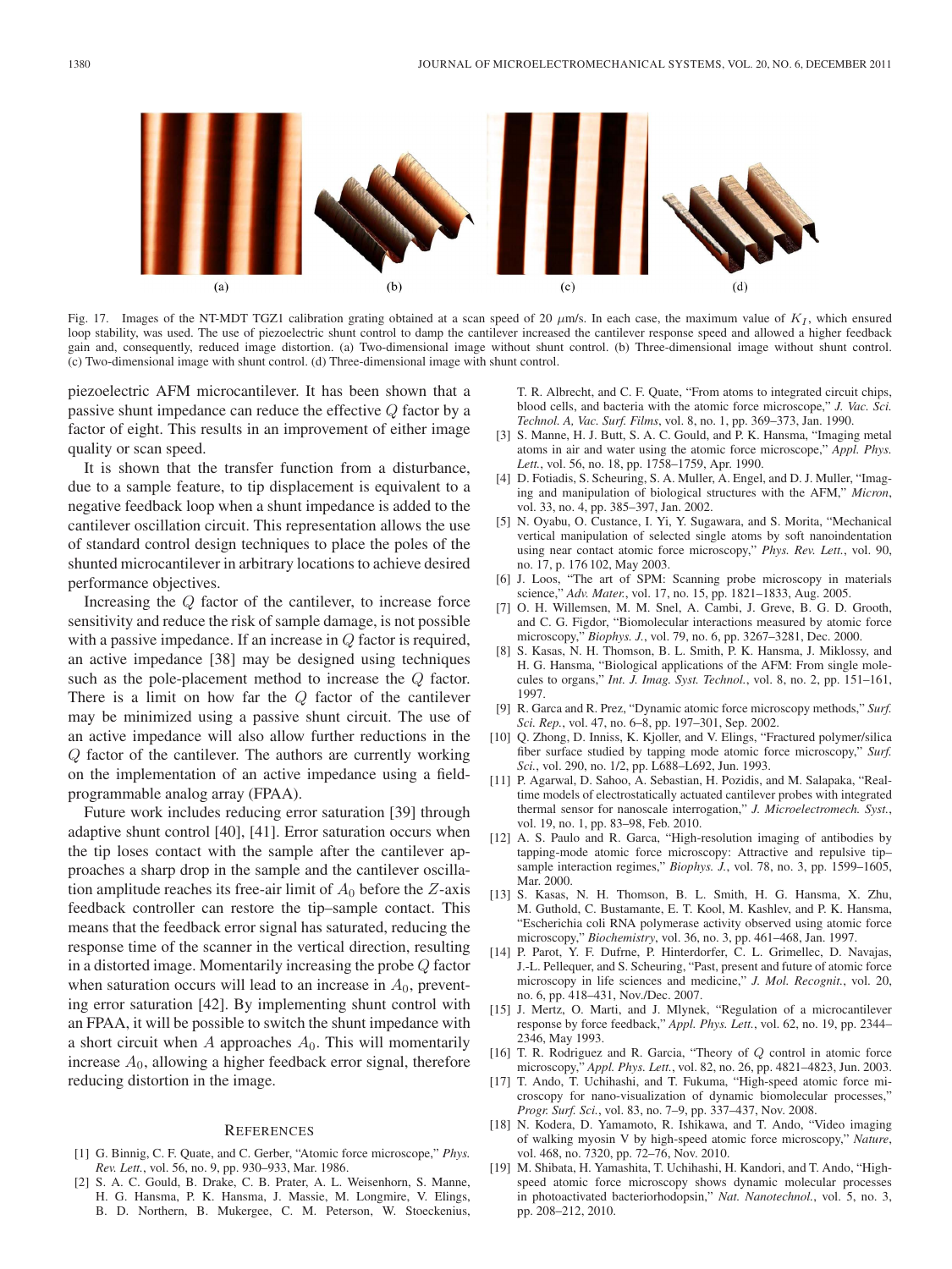(a) (b) (c) (d)

Fig. 17. Images of the NT-MDT TGZ1 calibration grating obtained at a scan speed of 20 $\mu$m/s. In each case, the maximum value of $K_I$, which ensured loop stability, was used. The use of piezoelectric shunt control to damp the cantilever increased the cantilever response speed and allowed a higher feedback gain and, consequently, reduced image distortion. (a) Two-dimensional image without shunt control. (b) Three-dimensional image without shunt control. (c) Two-dimensional image with shunt control. (d) Three-dimensional image with shunt control.

piezoelectric AFM microcantilever. It has been shown that a passive shunt impedance can reduce the effective $Q$ factor by a factor of eight. This results in an improvement of either image quality or scan speed.

It is shown that the transfer function from a disturbance, due to a sample feature, to tip displacement is equivalent to a negative feedback loop when a shunt impedance is added to the cantilever oscillation circuit. This representation allows the use of standard control design techniques to place the poles of the shunted microcantilever in arbitrary locations to achieve desired performance objectives.

Increasing the $Q$ factor of the cantilever, to increase force sensitivity and reduce the risk of sample damage, is not possible with a passive impedance. If an increase in $Q$ factor is required, an active impedance [38] may be designed using techniques such as the pole-placement method to increase the $Q$ factor. There is a limit on how far the $Q$ factor of the cantilever may be minimized using a passive shunt circuit. The use of an active impedance will also allow further reductions in the $Q$ factor of the cantilever. The authors are currently working on the implementation of an active impedance using a field-programmable analog array (FPAA).

Future work includes reducing error saturation [39] through adaptive shunt control [40], [41]. Error saturation occurs when the tip loses contact with the sample after the cantilever approaches a sharp drop in the sample and the cantilever oscillation amplitude reaches its free-air limit of $A_0$ before the $Z$-axis feedback controller can restore the tip–sample contact. This means that the feedback error signal has saturated, reducing the response time of the scanner in the vertical direction, resulting in a distorted image. Momentarily increasing the probe $Q$ factor when saturation occurs will lead to an increase in $A_0$, preventing error saturation [42]. By implementing shunt control with an FPAA, it will be possible to switch the shunt impedance with a short circuit when $A$ approaches $A_0$. This will momentarily increase $A_0$, allowing a higher feedback error signal, therefore reducing distortion in the image.

## REFERENCES

[1] G. Binnig, C. F. Quate, and C. Gerber, "Atomic force microscope," *Phys. Rev. Lett.*, vol. 56, no. 9, pp. 930–933, Mar. 1986.

[2] S. A. C. Gould, B. Drake, C. B. Prater, A. L. Weisenhorn, S. Manne, H. G. Hansma, P. K. Hansma, J. Massie, M. Longmire, V. Elings, B. D. Northern, B. Mukergee, C. M. Peterson, W. Stoeckenius, T. R. Albrecht, and C. F. Quate, "From atoms to integrated circuit chips, blood cells, and bacteria with the atomic force microscope," *J. Vac. Sci. Technol. A, Vac. Surf. Films*, vol. 8, no. 1, pp. 369–373, Jan. 1990.

[3] S. Manne, H. J. Butt, S. A. C. Gould, and P. K. Hansma, "Imaging metal atoms in air and water using the atomic force microscope," *Appl. Phys. Lett.*, vol. 56, no. 18, pp. 1758–1759, Apr. 1990.

[4] D. Fotiadis, S. Scheuring, S. A. Muller, A. Engel, and D. J. Muller, "Imaging and manipulation of biological structures with the AFM," *Micron*, vol. 33, no. 4, pp. 385–397, Jan. 2002.

[5] N. Oyabu, O. Custance, I. Yi, Y. Sugawara, and S. Morita, "Mechanical vertical manipulation of selected single atoms by soft nanoindentation using near contact atomic force microscopy," *Phys. Rev. Lett.*, vol. 90, no. 17, p. 176 102, May 2003.

[6] J. Loos, "The art of SPM: Scanning probe microscopy in materials science," *Adv. Mater.*, vol. 17, no. 15, pp. 1821–1833, Aug. 2005.

[7] O. H. Willemsen, M. M. Snel, A. Cambi, J. Greve, B. G. D. Grooth, and C. G. Figdor, "Biomolecular interactions measured by atomic force microscopy," *Biophys. J.*, vol. 79, no. 6, pp. 3267–3281, Dec. 2000.

[8] S. Kasas, N. H. Thomson, B. L. Smith, P. K. Hansma, J. Miklossy, and H. G. Hansma, "Biological applications of the AFM: From single molecules to organs," *Int. J. Imag. Syst. Technol.*, vol. 8, no. 2, pp. 151–161, 1997.

[9] R. Garca and R. Prez, "Dynamic atomic force microscopy methods," *Surf. Sci. Rep.*, vol. 47, no. 6–8, pp. 197–301, Sep. 2002.

[10] Q. Zhong, D. Inniss, K. Kjoller, and V. Elings, "Fractured polymer/silica fiber surface studied by tapping mode atomic force microscopy," *Surf. Sci.*, vol. 290, no. 1/2, pp. L688–L692, Jun. 1993.

[11] P. Agarwal, D. Sahoo, A. Sebastian, H. Pozidis, and M. Salapaka, "Real-time models of electrostatically actuated cantilever probes with integrated thermal sensor for nanoscale interrogation," *J. Microelectromech. Syst.*, vol. 19, no. 1, pp. 83–98, Feb. 2010.

[12] A. S. Paulo and R. Garca, "High-resolution imaging of antibodies by tapping-mode atomic force microscopy: Attractive and repulsive tip–sample interaction regimes," *Biophys. J.*, vol. 78, no. 3, pp. 1599–1605, Mar. 2000.

[13] S. Kasas, N. H. Thomson, B. L. Smith, H. G. Hansma, X. Zhu, M. Guthold, C. Bustamante, E. T. Kool, M. Kashlev, and P. K. Hansma, "Escherichia coli RNA polymerase activity observed using atomic force microscopy," *Biochemistry*, vol. 36, no. 3, pp. 461–468, Jan. 1997.

[14] P. Parot, Y. F. Dufrne, P. Hinterdorfer, C. L. Grimellec, D. Navajas, J.-L. Pellequer, and S. Scheuring, "Past, present and future of atomic force microscopy in life sciences and medicine," *J. Mol. Recognit.*, vol. 20, no. 6, pp. 418–431, Nov./Dec. 2007.

[15] J. Mertz, O. Marti, and J. Mlynek, "Regulation of a microcantilever response by force feedback," *Appl. Phys. Lett.*, vol. 62, no. 19, pp. 2344–2346, May 1993.

[16] T. R. Rodriguez and R. Garcia, "Theory of $Q$ control in atomic force microscopy," *Appl. Phys. Lett.*, vol. 82, no. 26, pp. 4821–4823, Jun. 2003.

[17] T. Ando, T. Uchihashi, and T. Fukuma, "High-speed atomic force microscopy for nano-visualization of dynamic biomolecular processes," *Progr. Surf. Sci.*, vol. 83, no. 7–9, pp. 337–437, Nov. 2008.

[18] N. Kodera, D. Yamamoto, R. Ishikawa, and T. Ando, "Video imaging of walking myosin V by high-speed atomic force microscopy," *Nature*, vol. 468, no. 7320, pp. 72–76, Nov. 2010.

[19] M. Shibata, H. Yamashita, T. Uchihashi, H. Kandori, and T. Ando, "High-speed atomic force microscopy shows dynamic molecular processes in photoactivated bacteriorhodopsin," *Nat. Nanotechnol.*, vol. 5, no. 3, pp. 208–212, 2010.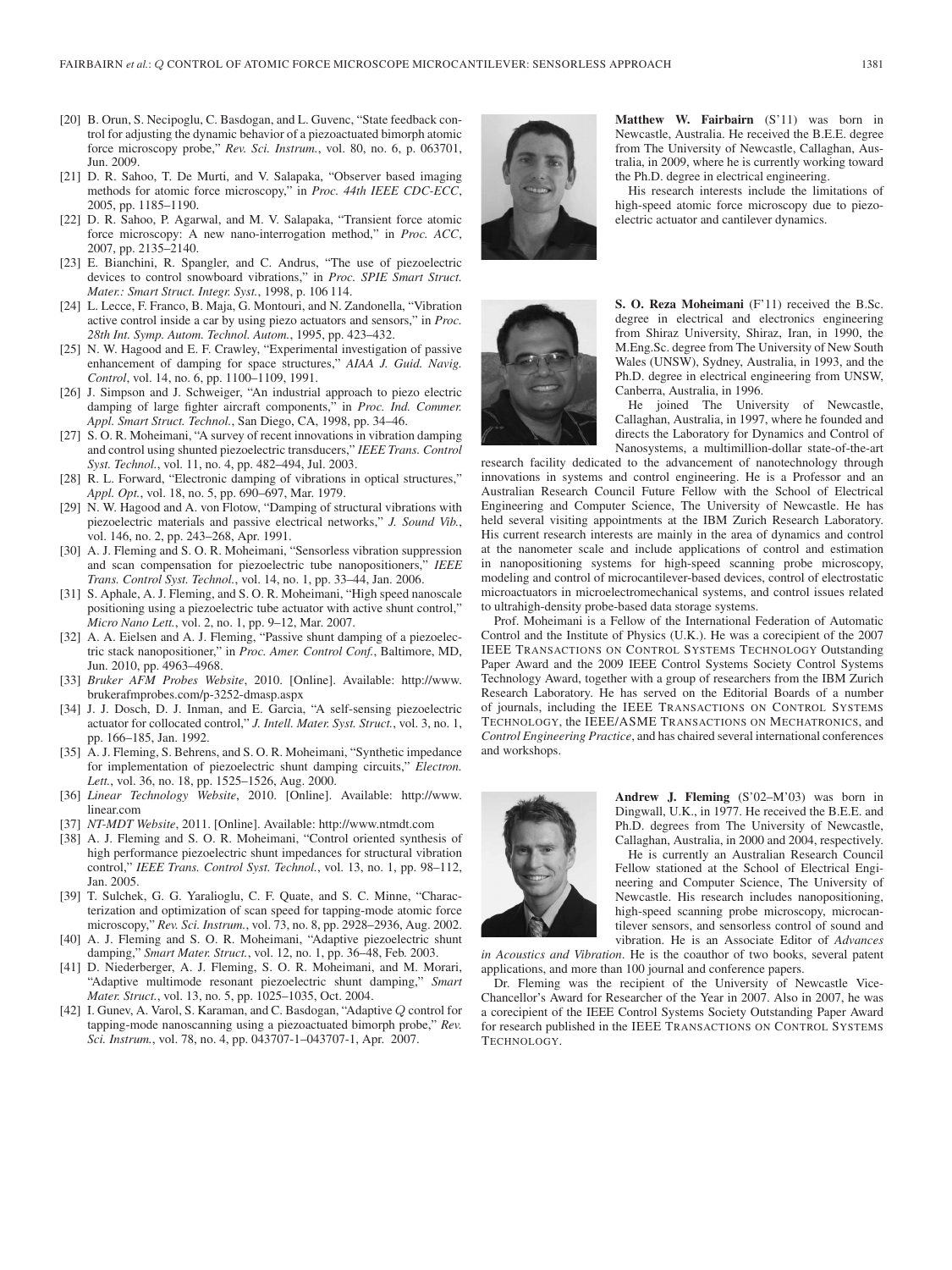[20] B. Orun, S. Necipoglu, C. Basdogan, and L. Guvenc, "State feedback control for adjusting the dynamic behavior of a piezoactuated bimorph atomic force microscopy probe," *Rev. Sci. Instrum.*, vol. 80, no. 6, p. 063701, Jun. 2009.

[21] D. R. Sahoo, T. De Murti, and V. Salapaka, "Observer based imaging methods for atomic force microscopy," in *Proc. 44th IEEE CDC-ECC*, 2005, pp. 1185–1190.

[22] D. R. Sahoo, P. Agarwal, and M. V. Salapaka, "Transient force atomic force microscopy: A new nano-interrogation method," in *Proc. ACC*, 2007, pp. 2135–2140.

[23] E. Bianchini, R. Spangler, and C. Andrus, "The use of piezoelectric devices to control snowboard vibrations," in *Proc. SPIE Smart Struct. Mater.: Smart Struct. Integr. Syst.*, 1998, p. 106 114.

[24] L. Lecce, F. Franco, B. Maja, G. Montouri, and N. Zandonella, "Vibration active control inside a car by using piezo actuators and sensors," in *Proc. 28th Int. Symp. Autom. Technol. Autom.*, 1995, pp. 423–432.

[25] N. W. Hagood and E. F. Crawley, "Experimental investigation of passive enhancement of damping for space structures," *AIAA J. Guid. Navig. Control*, vol. 14, no. 6, pp. 1100–1109, 1991.

[26] J. Simpson and J. Schweiger, "An industrial approach to piezo electric damping of large fighter aircraft components," in *Proc. Ind. Commer. Appl. Smart Struct. Technol.*, San Diego, CA, 1998, pp. 34–46.

[27] S. O. R. Moheimani, "A survey of recent innovations in vibration damping and control using shunted piezoelectric transducers," *IEEE Trans. Control Syst. Technol.*, vol. 11, no. 4, pp. 482–494, Jul. 2003.

[28] R. L. Forward, "Electronic damping of vibrations in optical structures," *Appl. Opt.*, vol. 18, no. 5, pp. 690–697, Mar. 1979.

[29] N. W. Hagood and A. von Flotow, "Damping of structural vibrations with piezoelectric materials and passive electrical networks," *J. Sound Vib.*, vol. 146, no. 2, pp. 243–268, Apr. 1991.

[30] A. J. Fleming and S. O. R. Moheimani, "Sensorless vibration suppression and scan compensation for piezoelectric tube nanopositioners," *IEEE Trans. Control Syst. Technol.*, vol. 14, no. 1, pp. 33–44, Jan. 2006.

[31] S. Aphale, A. J. Fleming, and S. O. R. Moheimani, "High speed nanoscale positioning using a piezoelectric tube actuator with active shunt control," *Micro Nano Lett.*, vol. 2, no. 1, pp. 9–12, Mar. 2007.

[32] A. A. Eielsen and A. J. Fleming, "Passive shunt damping of a piezoelectric stack nanopositioner," in *Proc. Amer. Control Conf.*, Baltimore, MD, Jun. 2010, pp. 4963–4968.

[33] *Bruker AFM Probes Website*, 2010. [Online]. Available: http://www.brukerafmprobes.com/p-3252-dmasp.aspx

[34] J. J. Dosch, D. J. Inman, and E. Garcia, "A self-sensing piezoelectric actuator for collocated control," *J. Intell. Mater. Syst. Struct.*, vol. 3, no. 1, pp. 166–185, Jan. 1992.

[35] A. J. Fleming, S. Behrens, and S. O. R. Moheimani, "Synthetic impedance for implementation of piezoelectric shunt damping circuits," *Electron. Lett.*, vol. 36, no. 18, pp. 1525–1526, Aug. 2000.

[36] *Linear Technology Website*, 2010. [Online]. Available: http://www.linear.com

[37] *NT-MDT Website*, 2011. [Online]. Available: http://www.ntmdt.com

[38] A. J. Fleming and S. O. R. Moheimani, "Control oriented synthesis of high performance piezoelectric shunt impedances for structural vibration control," *IEEE Trans. Control Syst. Technol.*, vol. 13, no. 1, pp. 98–112, Jan. 2005.

[39] T. Sulchek, G. G. Yaralioglu, C. F. Quate, and S. C. Minne, "Characterization and optimization of scan speed for tapping-mode atomic force microscopy," *Rev. Sci. Instrum.*, vol. 73, no. 8, pp. 2928–2936, Aug. 2002.

[40] A. J. Fleming and S. O. R. Moheimani, "Adaptive piezoelectric shunt damping," *Smart Mater. Struct.*, vol. 12, no. 1, pp. 36–48, Feb. 2003.

[41] D. Niederberger, A. J. Fleming, S. O. R. Moheimani, and M. Morari, "Adaptive multimode resonant piezoelectric shunt damping," *Smart Mater. Struct.*, vol. 13, no. 5, pp. 1025–1035, Oct. 2004.

[42] I. Gunev, A. Varol, S. Karaman, and C. Basdogan, "Adaptive *Q* control for tapping-mode nanoscanning using a piezoactuated bimorph probe," *Rev. Sci. Instrum.*, vol. 78, no. 4, pp. 043707-1–043707-1, Apr. 2007.

**Matthew W. Fairbairn** (S'11) was born in Newcastle, Australia. He received the B.E.E. degree from The University of Newcastle, Callaghan, Australia, in 2009, where he is currently working toward the Ph.D. degree in electrical engineering.

His research interests include the limitations of high-speed atomic force microscopy due to piezoelectric actuator and cantilever dynamics.

**S. O. Reza Moheimani** (F'11) received the B.Sc. degree in electrical and electronics engineering from Shiraz University, Shiraz, Iran, in 1990, the M.Eng.Sc. degree from The University of New South Wales (UNSW), Sydney, Australia, in 1993, and the Ph.D. degree in electrical engineering from UNSW, Canberra, Australia, in 1996.

He joined The University of Newcastle, Callaghan, Australia, in 1997, where he founded and directs the Laboratory for Dynamics and Control of Nanosystems, a multimillion-dollar state-of-the-art research facility dedicated to the advancement of nanotechnology through innovations in systems and control engineering. He is a Professor and an Australian Research Council Future Fellow with the School of Electrical Engineering and Computer Science, The University of Newcastle. He has held several visiting appointments at the IBM Zurich Research Laboratory. His current research interests are mainly in the area of dynamics and control at the nanometer scale and include applications of control and estimation in nanopositioning systems for high-speed scanning probe microscopy, modeling and control of microcantilever-based devices, control of electrostatic microactuators in microelectromechanical systems, and control issues related to ultrahigh-density probe-based data storage systems.

Prof. Moheimani is a Fellow of the International Federation of Automatic Control and the Institute of Physics (U.K.). He was a corecipient of the 2007 IEEE TRANSACTIONS ON CONTROL SYSTEMS TECHNOLOGY Outstanding Paper Award and the 2009 IEEE Control Systems Society Control Systems Technology Award, together with a group of researchers from the IBM Zurich Research Laboratory. He has served on the Editorial Boards of a number of journals, including the IEEE TRANSACTIONS ON CONTROL SYSTEMS TECHNOLOGY, the IEEE/ASME TRANSACTIONS ON MECHATRONICS, and *Control Engineering Practice*, and has chaired several international conferences and workshops.

**Andrew J. Fleming** (S'02–M'03) was born in Dingwall, U.K., in 1977. He received the B.E.E. and Ph.D. degrees from The University of Newcastle, Callaghan, Australia, in 2000 and 2004, respectively.

He is currently an Australian Research Council Fellow stationed at the School of Electrical Engineering and Computer Science, The University of Newcastle. His research includes nanopositioning, high-speed scanning probe microscopy, microcantilever sensors, and sensorless control of sound and vibration. He is an Associate Editor of *Advances in Acoustics and Vibration*. He is the coauthor of two books, several patent applications, and more than 100 journal and conference papers.

Dr. Fleming was the recipient of the University of Newcastle Vice-Chancellor's Award for Researcher of the Year in 2007. Also in 2007, he was a corecipient of the IEEE Control Systems Society Outstanding Paper Award for research published in the IEEE TRANSACTIONS ON CONTROL SYSTEMS TECHNOLOGY.